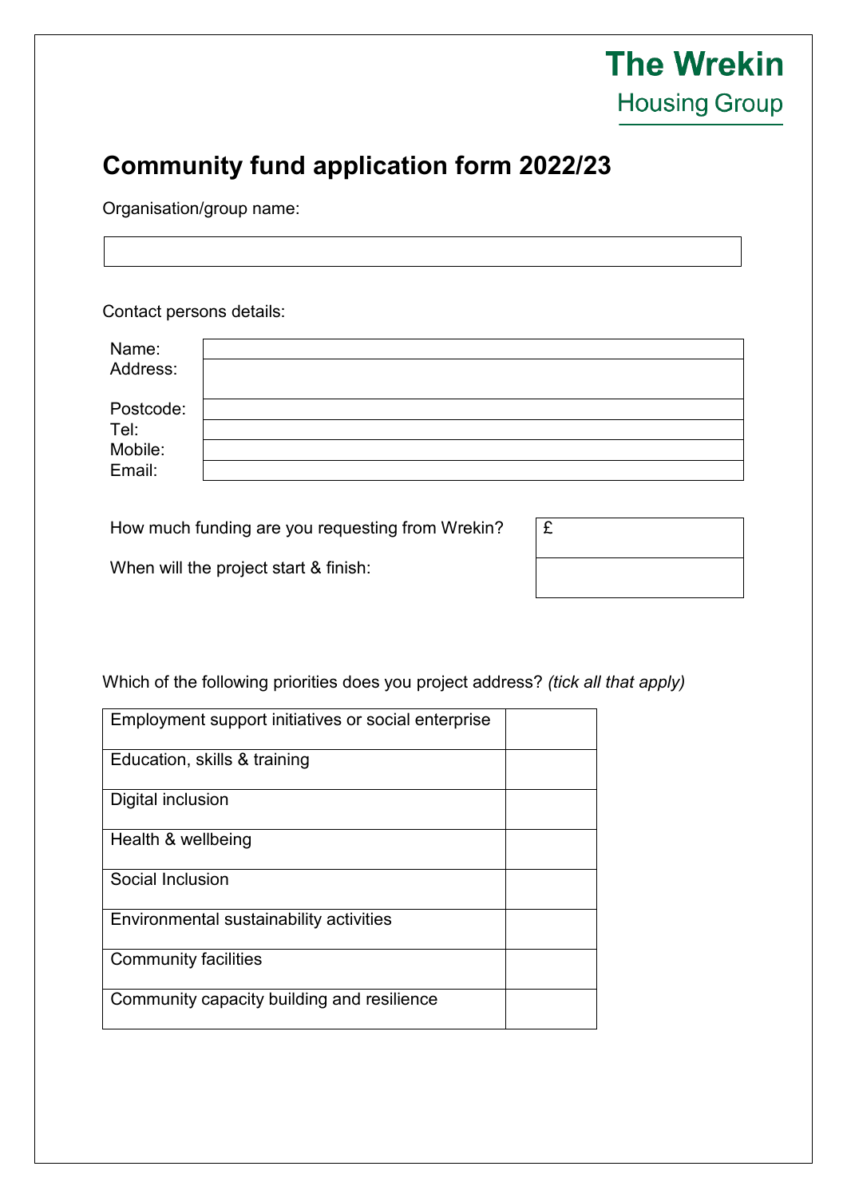**The Wrekin Housing Group**

# Community fund application form 2022/23

Organisation/group name:

| |
|---|
| |

Contact persons details:

| | |
|---|---|
| Name: | |
| Address: | |
| Postcode: | |
| Tel: | |
| Mobile: | |
| Email: | |

| | |
|---|---|
| How much funding are you requesting from Wrekin? | £ |
| When will the project start & finish: | |

Which of the following priorities does you project address? *(tick all that apply)*

| Priority | |
|---|---|
| Employment support initiatives or social enterprise | |
| Education, skills & training | |
| Digital inclusion | |
| Health & wellbeing | |
| Social Inclusion | |
| Environmental sustainability activities | |
| Community facilities | |
| Community capacity building and resilience | |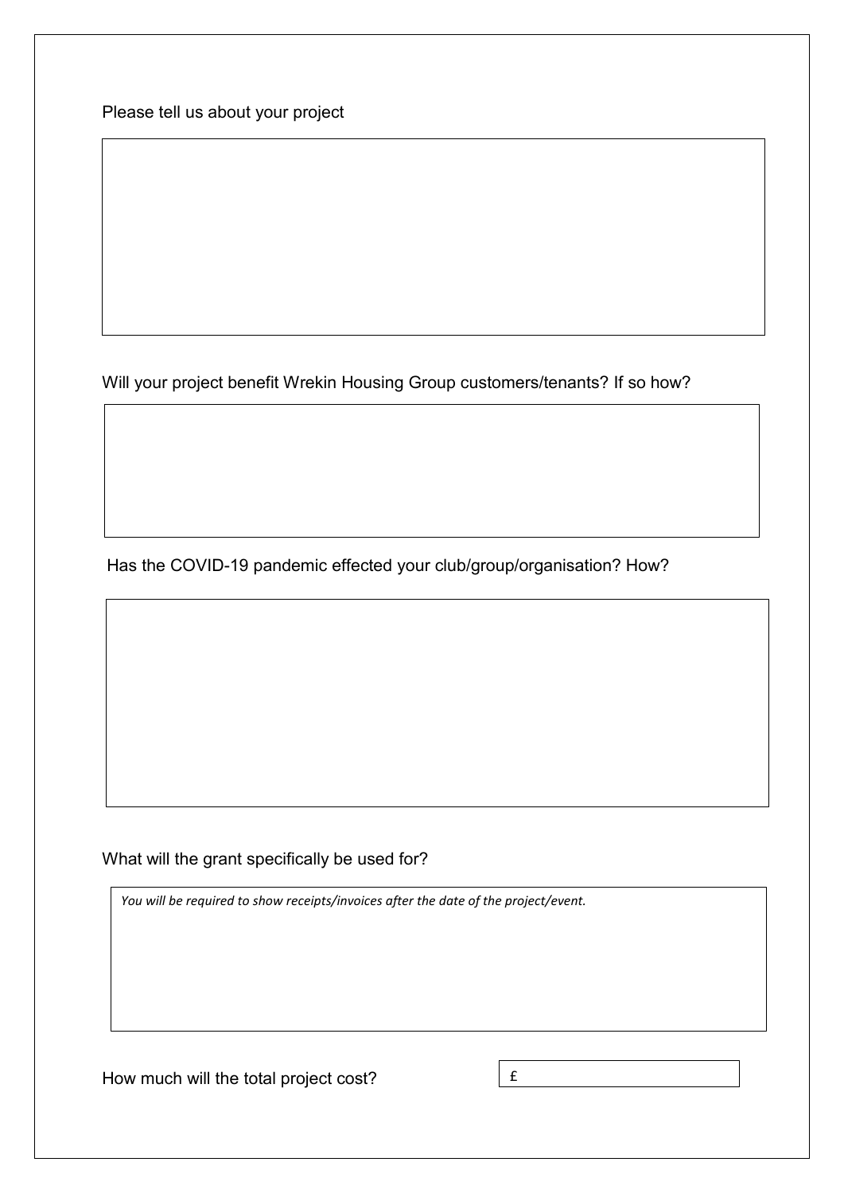Please tell us about your project

Will your project benefit Wrekin Housing Group customers/tenants? If so how?

Has the COVID-19 pandemic effected your club/group/organisation? How?

What will the grant specifically be used for?

*You will be required to show receipts/invoices after the date of the project/event.*

How much will the total project cost? £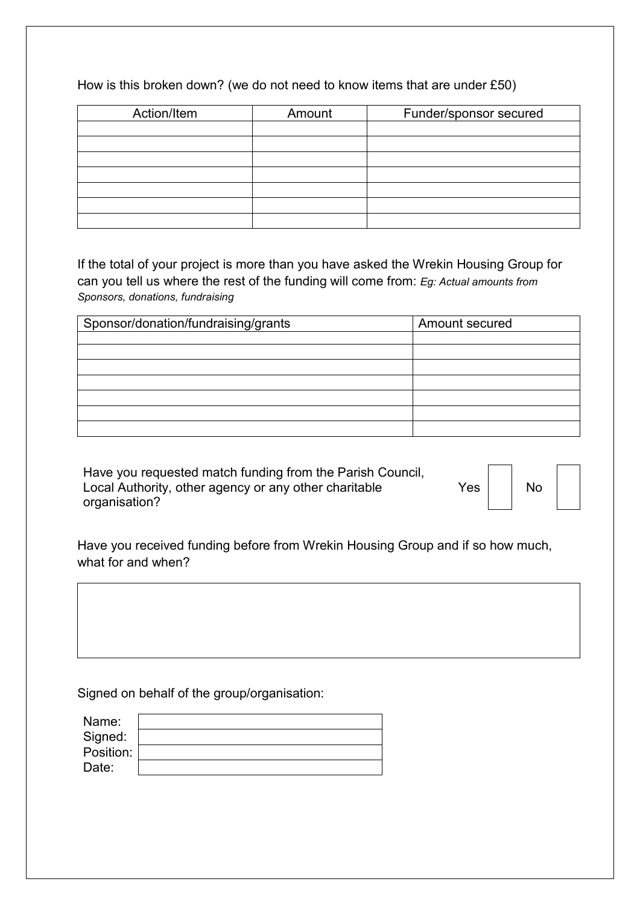How is this broken down? (we do not need to know items that are under £50)

| Action/Item | Amount | Funder/sponsor secured |
|---|---|---|
| | | |
| | | |
| | | |
| | | |
| | | |
| | | |
| | | |

If the total of your project is more than you have asked the Wrekin Housing Group for can you tell us where the rest of the funding will come from: *Eg: Actual amounts from Sponsors, donations, fundraising*

| Sponsor/donation/fundraising/grants | Amount secured |
|---|---|
| | |
| | |
| | |
| | |
| | |
| | |
| | |

Have you requested match funding from the Parish Council, Local Authority, other agency or any other charitable organisation? Yes ☐ No ☐

Have you received funding before from Wrekin Housing Group and if so how much, what for and when?

| |
|---|
| |

Signed on behalf of the group/organisation:

| | |
|---|---|
| Name: | |
| Signed: | |
| Position: | |
| Date: | |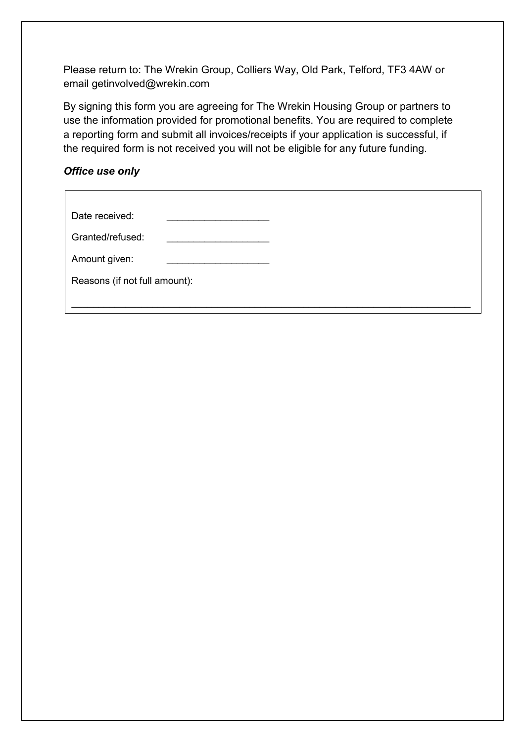Please return to: The Wrekin Group, Colliers Way, Old Park, Telford, TF3 4AW or email getinvolved@wrekin.com

By signing this form you are agreeing for The Wrekin Housing Group or partners to use the information provided for promotional benefits. You are required to complete a reporting form and submit all invoices/receipts if your application is successful, if the required form is not received you will not be eligible for any future funding.

***Office use only***

Date received: ___________________

Granted/refused: ___________________

Amount given: ___________________

Reasons (if not full amount):

_____________________________________________________________________________